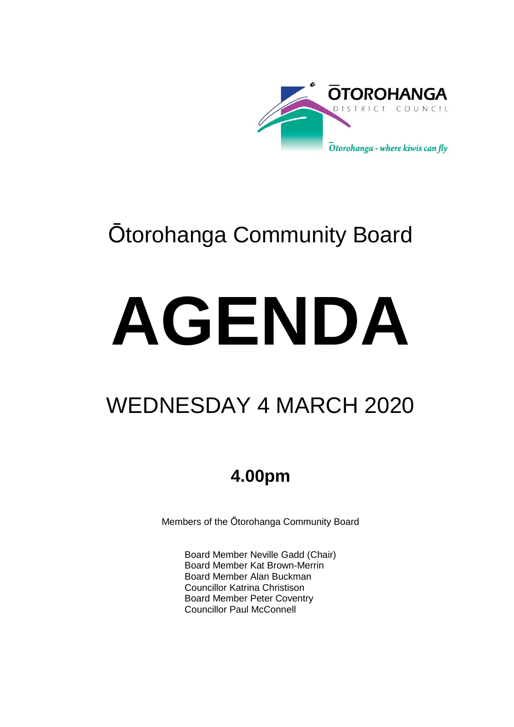ŌTOROHANGA
DISTRICT COUNCIL
*Ōtorohanga - where kiwis can fly*

# Ōtorohanga Community Board

# AGENDA

## WEDNESDAY 4 MARCH 2020

### 4.00pm

Members of the Ōtorohanga Community Board

Board Member Neville Gadd (Chair)
Board Member Kat Brown-Merrin
Board Member Alan Buckman
Councillor Katrina Christison
Board Member Peter Coventry
Councillor Paul McConnell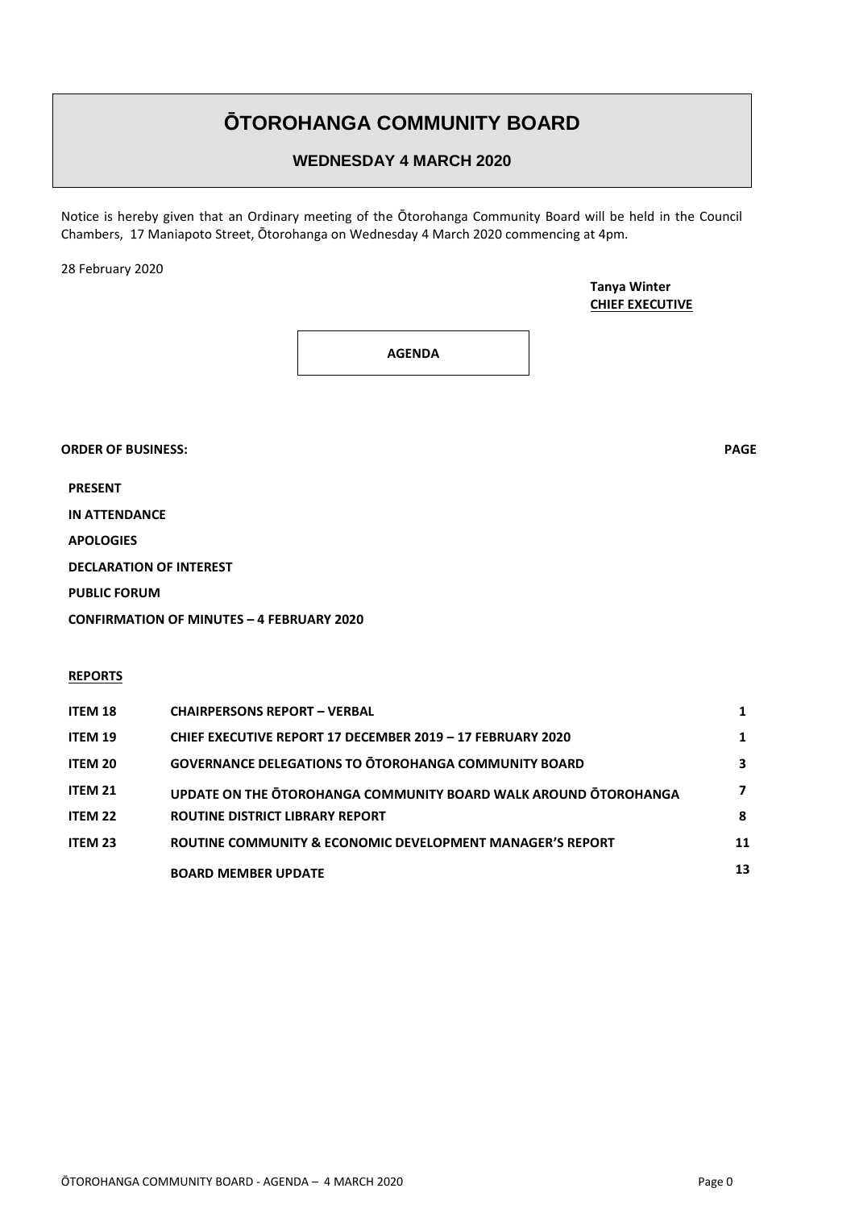# ŌTOROHANGA COMMUNITY BOARD

## WEDNESDAY 4 MARCH 2020

Notice is hereby given that an Ordinary meeting of the Ōtorohanga Community Board will be held in the Council Chambers, 17 Maniapoto Street, Ōtorohanga on Wednesday 4 March 2020 commencing at 4pm.

28 February 2020

**Tanya Winter**
**CHIEF EXECUTIVE**

**AGENDA**

**ORDER OF BUSINESS:** **PAGE**

**PRESENT**

**IN ATTENDANCE**

**APOLOGIES**

**DECLARATION OF INTEREST**

**PUBLIC FORUM**

**CONFIRMATION OF MINUTES – 4 FEBRUARY 2020**

**REPORTS**

| | | PAGE |
|---|---|---|
| **ITEM 18** | **CHAIRPERSONS REPORT – VERBAL** | **1** |
| **ITEM 19** | **CHIEF EXECUTIVE REPORT 17 DECEMBER 2019 – 17 FEBRUARY 2020** | **1** |
| **ITEM 20** | **GOVERNANCE DELEGATIONS TO ŌTOROHANGA COMMUNITY BOARD** | **3** |
| **ITEM 21** | **UPDATE ON THE ŌTOROHANGA COMMUNITY BOARD WALK AROUND ŌTOROHANGA** | **7** |
| **ITEM 22** | **ROUTINE DISTRICT LIBRARY REPORT** | **8** |
| **ITEM 23** | **ROUTINE COMMUNITY & ECONOMIC DEVELOPMENT MANAGER'S REPORT** | **11** |
| | **BOARD MEMBER UPDATE** | **13** |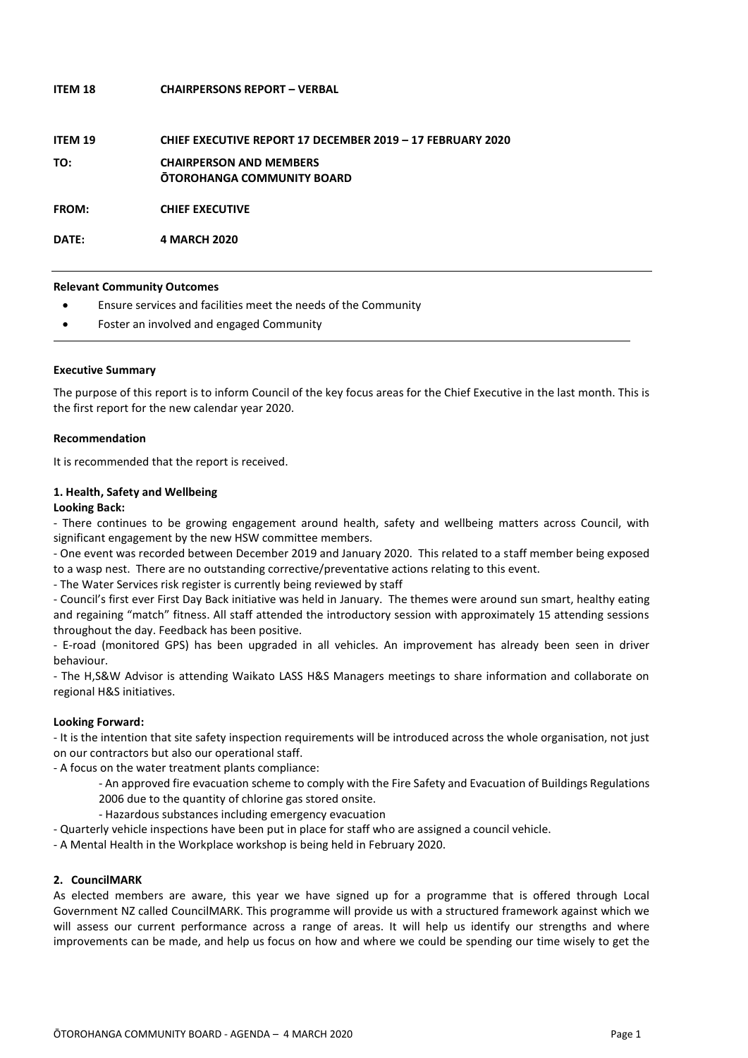**ITEM 18 CHAIRPERSONS REPORT – VERBAL**

**ITEM 19 CHIEF EXECUTIVE REPORT 17 DECEMBER 2019 – 17 FEBRUARY 2020**

**TO: CHAIRPERSON AND MEMBERS**
**ŌTOROHANGA COMMUNITY BOARD**

**FROM: CHIEF EXECUTIVE**

**DATE: 4 MARCH 2020**

---

**Relevant Community Outcomes**

- Ensure services and facilities meet the needs of the Community
- Foster an involved and engaged Community

---

**Executive Summary**

The purpose of this report is to inform Council of the key focus areas for the Chief Executive in the last month. This is the first report for the new calendar year 2020.

**Recommendation**

It is recommended that the report is received.

**1. Health, Safety and Wellbeing**

**Looking Back:**

- There continues to be growing engagement around health, safety and wellbeing matters across Council, with significant engagement by the new HSW committee members.
- One event was recorded between December 2019 and January 2020. This related to a staff member being exposed to a wasp nest. There are no outstanding corrective/preventative actions relating to this event.
- The Water Services risk register is currently being reviewed by staff
- Council's first ever First Day Back initiative was held in January. The themes were around sun smart, healthy eating and regaining "match" fitness. All staff attended the introductory session with approximately 15 attending sessions throughout the day. Feedback has been positive.
- E-road (monitored GPS) has been upgraded in all vehicles. An improvement has already been seen in driver behaviour.
- The H,S&W Advisor is attending Waikato LASS H&S Managers meetings to share information and collaborate on regional H&S initiatives.

**Looking Forward:**

- It is the intention that site safety inspection requirements will be introduced across the whole organisation, not just on our contractors but also our operational staff.
- A focus on the water treatment plants compliance:
  - An approved fire evacuation scheme to comply with the Fire Safety and Evacuation of Buildings Regulations 2006 due to the quantity of chlorine gas stored onsite.
  - Hazardous substances including emergency evacuation
- Quarterly vehicle inspections have been put in place for staff who are assigned a council vehicle.
- A Mental Health in the Workplace workshop is being held in February 2020.

**2. CouncilMARK**

As elected members are aware, this year we have signed up for a programme that is offered through Local Government NZ called CouncilMARK. This programme will provide us with a structured framework against which we will assess our current performance across a range of areas. It will help us identify our strengths and where improvements can be made, and help us focus on how and where we could be spending our time wisely to get the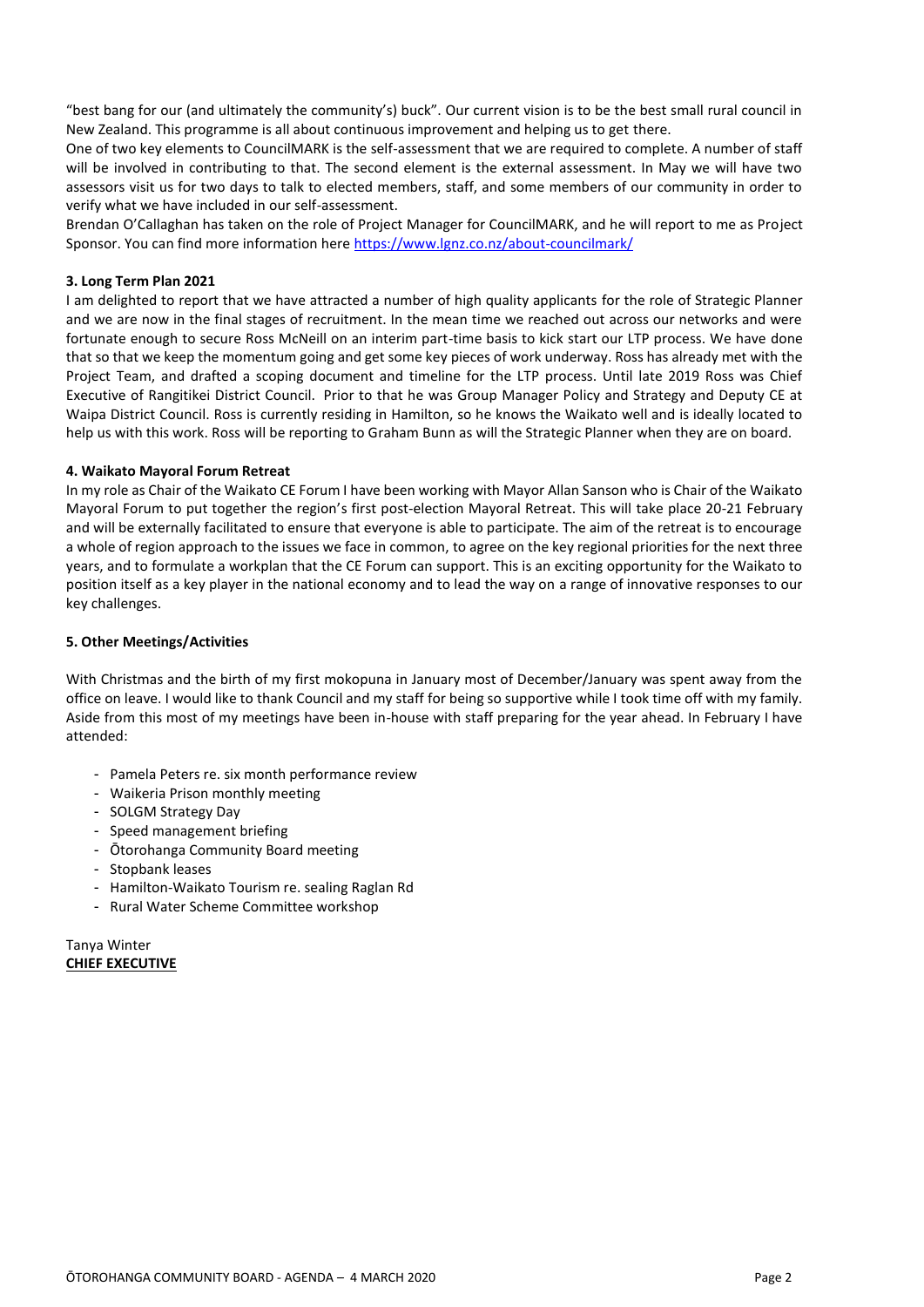"best bang for our (and ultimately the community's) buck". Our current vision is to be the best small rural council in New Zealand. This programme is all about continuous improvement and helping us to get there.

One of two key elements to CouncilMARK is the self-assessment that we are required to complete. A number of staff will be involved in contributing to that. The second element is the external assessment. In May we will have two assessors visit us for two days to talk to elected members, staff, and some members of our community in order to verify what we have included in our self-assessment.

Brendan O'Callaghan has taken on the role of Project Manager for CouncilMARK, and he will report to me as Project Sponsor. You can find more information here https://www.lgnz.co.nz/about-councilmark/

**3. Long Term Plan 2021**

I am delighted to report that we have attracted a number of high quality applicants for the role of Strategic Planner and we are now in the final stages of recruitment. In the mean time we reached out across our networks and were fortunate enough to secure Ross McNeill on an interim part-time basis to kick start our LTP process. We have done that so that we keep the momentum going and get some key pieces of work underway. Ross has already met with the Project Team, and drafted a scoping document and timeline for the LTP process. Until late 2019 Ross was Chief Executive of Rangitikei District Council. Prior to that he was Group Manager Policy and Strategy and Deputy CE at Waipa District Council. Ross is currently residing in Hamilton, so he knows the Waikato well and is ideally located to help us with this work. Ross will be reporting to Graham Bunn as will the Strategic Planner when they are on board.

**4. Waikato Mayoral Forum Retreat**

In my role as Chair of the Waikato CE Forum I have been working with Mayor Allan Sanson who is Chair of the Waikato Mayoral Forum to put together the region's first post-election Mayoral Retreat. This will take place 20-21 February and will be externally facilitated to ensure that everyone is able to participate. The aim of the retreat is to encourage a whole of region approach to the issues we face in common, to agree on the key regional priorities for the next three years, and to formulate a workplan that the CE Forum can support. This is an exciting opportunity for the Waikato to position itself as a key player in the national economy and to lead the way on a range of innovative responses to our key challenges.

**5. Other Meetings/Activities**

With Christmas and the birth of my first mokopuna in January most of December/January was spent away from the office on leave. I would like to thank Council and my staff for being so supportive while I took time off with my family. Aside from this most of my meetings have been in-house with staff preparing for the year ahead. In February I have attended:

- Pamela Peters re. six month performance review
- Waikeria Prison monthly meeting
- SOLGM Strategy Day
- Speed management briefing
- Ōtorohanga Community Board meeting
- Stopbank leases
- Hamilton-Waikato Tourism re. sealing Raglan Rd
- Rural Water Scheme Committee workshop

Tanya Winter
**CHIEF EXECUTIVE**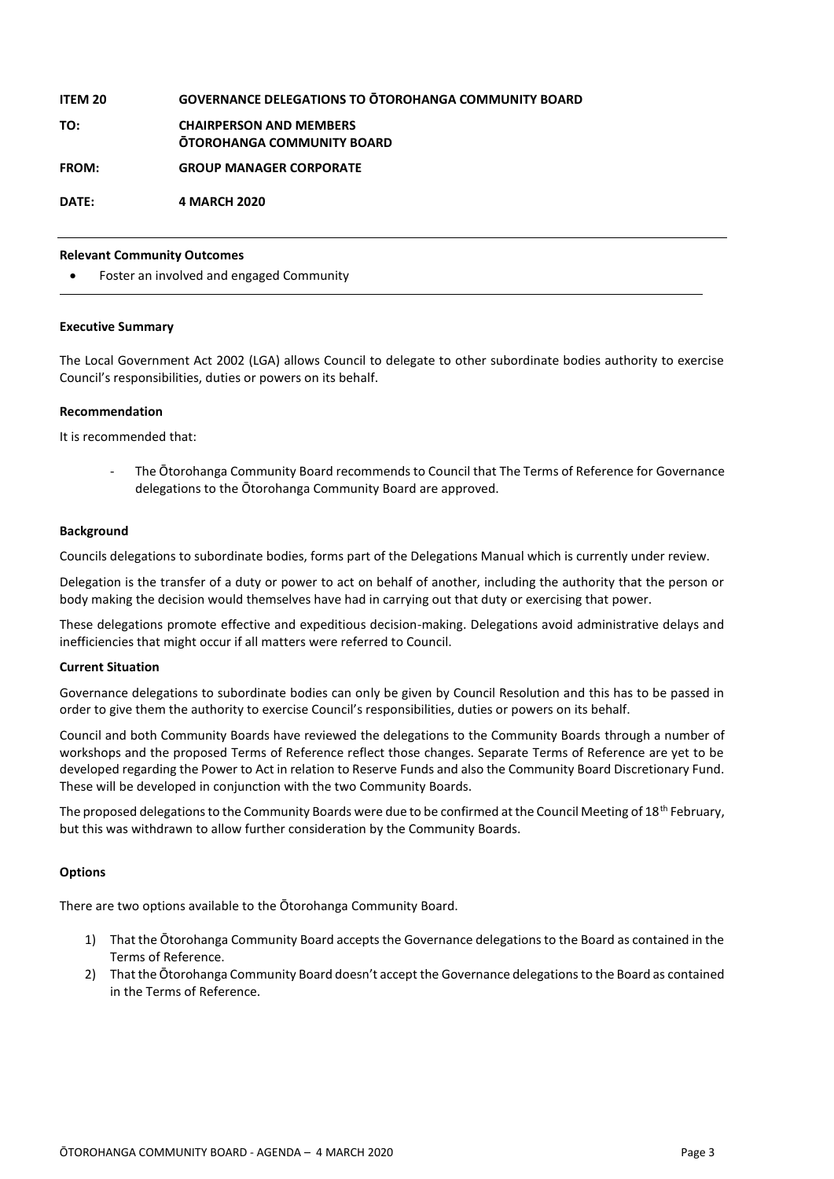| | |
|---|---|
| **ITEM 20** | **GOVERNANCE DELEGATIONS TO ŌTOROHANGA COMMUNITY BOARD** |
| **TO:** | **CHAIRPERSON AND MEMBERS ŌTOROHANGA COMMUNITY BOARD** |
| **FROM:** | **GROUP MANAGER CORPORATE** |
| **DATE:** | **4 MARCH 2020** |

**Relevant Community Outcomes**

- Foster an involved and engaged Community

**Executive Summary**

The Local Government Act 2002 (LGA) allows Council to delegate to other subordinate bodies authority to exercise Council's responsibilities, duties or powers on its behalf.

**Recommendation**

It is recommended that:

- The Ōtorohanga Community Board recommends to Council that The Terms of Reference for Governance delegations to the Ōtorohanga Community Board are approved.

**Background**

Councils delegations to subordinate bodies, forms part of the Delegations Manual which is currently under review.

Delegation is the transfer of a duty or power to act on behalf of another, including the authority that the person or body making the decision would themselves have had in carrying out that duty or exercising that power.

These delegations promote effective and expeditious decision-making. Delegations avoid administrative delays and inefficiencies that might occur if all matters were referred to Council.

**Current Situation**

Governance delegations to subordinate bodies can only be given by Council Resolution and this has to be passed in order to give them the authority to exercise Council's responsibilities, duties or powers on its behalf.

Council and both Community Boards have reviewed the delegations to the Community Boards through a number of workshops and the proposed Terms of Reference reflect those changes. Separate Terms of Reference are yet to be developed regarding the Power to Act in relation to Reserve Funds and also the Community Board Discretionary Fund. These will be developed in conjunction with the two Community Boards.

The proposed delegations to the Community Boards were due to be confirmed at the Council Meeting of 18th February, but this was withdrawn to allow further consideration by the Community Boards.

**Options**

There are two options available to the Ōtorohanga Community Board.

1) That the Ōtorohanga Community Board accepts the Governance delegations to the Board as contained in the Terms of Reference.
2) That the Ōtorohanga Community Board doesn't accept the Governance delegations to the Board as contained in the Terms of Reference.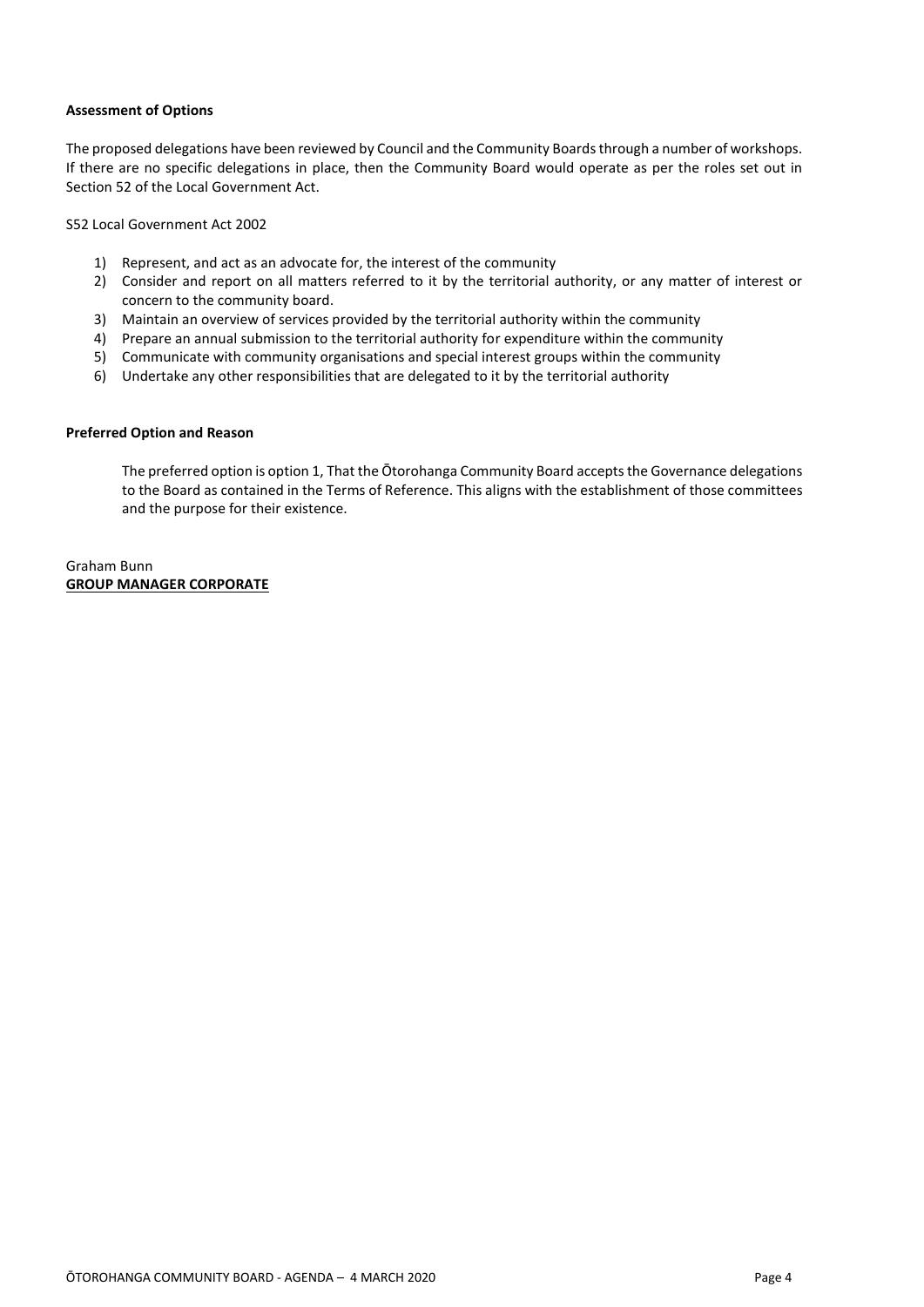**Assessment of Options**

The proposed delegations have been reviewed by Council and the Community Boards through a number of workshops. If there are no specific delegations in place, then the Community Board would operate as per the roles set out in Section 52 of the Local Government Act.

S52 Local Government Act 2002

1) Represent, and act as an advocate for, the interest of the community
2) Consider and report on all matters referred to it by the territorial authority, or any matter of interest or concern to the community board.
3) Maintain an overview of services provided by the territorial authority within the community
4) Prepare an annual submission to the territorial authority for expenditure within the community
5) Communicate with community organisations and special interest groups within the community
6) Undertake any other responsibilities that are delegated to it by the territorial authority

**Preferred Option and Reason**

The preferred option is option 1, That the Ōtorohanga Community Board accepts the Governance delegations to the Board as contained in the Terms of Reference. This aligns with the establishment of those committees and the purpose for their existence.

Graham Bunn
**GROUP MANAGER CORPORATE**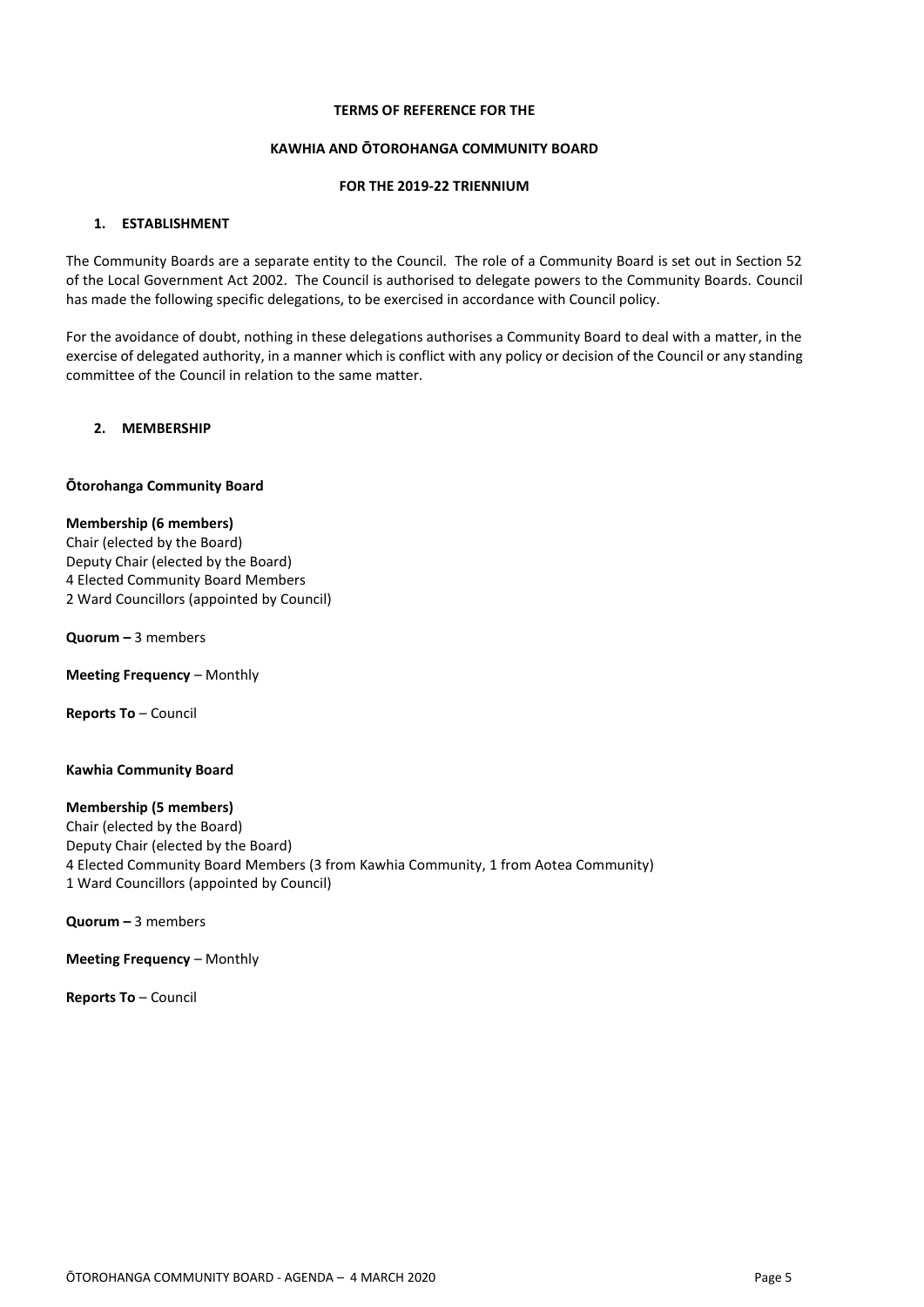# TERMS OF REFERENCE FOR THE

# KAWHIA AND ŌTOROHANGA COMMUNITY BOARD

# FOR THE 2019-22 TRIENNIUM

## 1. ESTABLISHMENT

The Community Boards are a separate entity to the Council. The role of a Community Board is set out in Section 52 of the Local Government Act 2002. The Council is authorised to delegate powers to the Community Boards. Council has made the following specific delegations, to be exercised in accordance with Council policy.

For the avoidance of doubt, nothing in these delegations authorises a Community Board to deal with a matter, in the exercise of delegated authority, in a manner which is conflict with any policy or decision of the Council or any standing committee of the Council in relation to the same matter.

## 2. MEMBERSHIP

### Ōtorohanga Community Board

**Membership (6 members)**
Chair (elected by the Board)
Deputy Chair (elected by the Board)
4 Elected Community Board Members
2 Ward Councillors (appointed by Council)

**Quorum –** 3 members

**Meeting Frequency** – Monthly

**Reports To** – Council

### Kawhia Community Board

**Membership (5 members)**
Chair (elected by the Board)
Deputy Chair (elected by the Board)
4 Elected Community Board Members (3 from Kawhia Community, 1 from Aotea Community)
1 Ward Councillors (appointed by Council)

**Quorum –** 3 members

**Meeting Frequency** – Monthly

**Reports To** – Council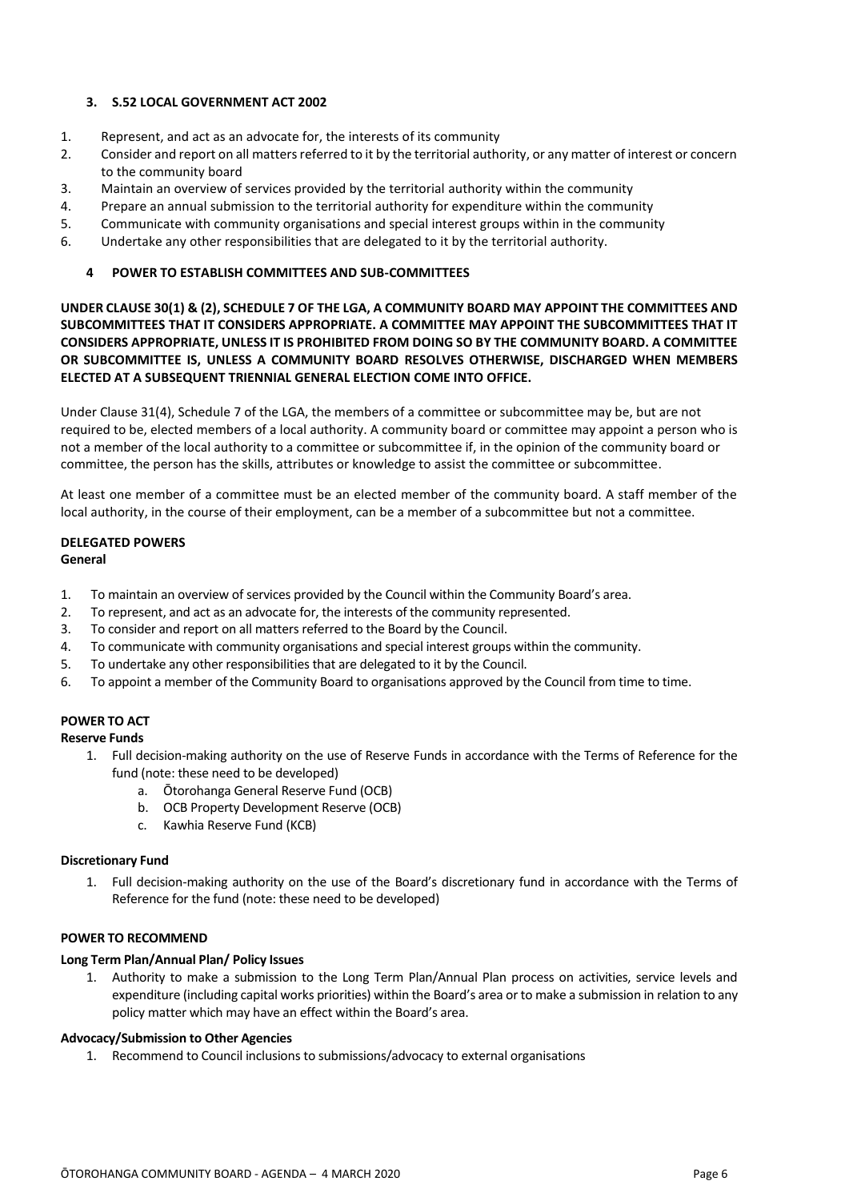### 3. S.52 LOCAL GOVERNMENT ACT 2002

1. Represent, and act as an advocate for, the interests of its community
2. Consider and report on all matters referred to it by the territorial authority, or any matter of interest or concern to the community board
3. Maintain an overview of services provided by the territorial authority within the community
4. Prepare an annual submission to the territorial authority for expenditure within the community
5. Communicate with community organisations and special interest groups within in the community
6. Undertake any other responsibilities that are delegated to it by the territorial authority.

### 4 POWER TO ESTABLISH COMMITTEES AND SUB-COMMITTEES

**UNDER CLAUSE 30(1) & (2), SCHEDULE 7 OF THE LGA, A COMMUNITY BOARD MAY APPOINT THE COMMITTEES AND SUBCOMMITTEES THAT IT CONSIDERS APPROPRIATE. A COMMITTEE MAY APPOINT THE SUBCOMMITTEES THAT IT CONSIDERS APPROPRIATE, UNLESS IT IS PROHIBITED FROM DOING SO BY THE COMMUNITY BOARD. A COMMITTEE OR SUBCOMMITTEE IS, UNLESS A COMMUNITY BOARD RESOLVES OTHERWISE, DISCHARGED WHEN MEMBERS ELECTED AT A SUBSEQUENT TRIENNIAL GENERAL ELECTION COME INTO OFFICE.**

Under Clause 31(4), Schedule 7 of the LGA, the members of a committee or subcommittee may be, but are not required to be, elected members of a local authority. A community board or committee may appoint a person who is not a member of the local authority to a committee or subcommittee if, in the opinion of the community board or committee, the person has the skills, attributes or knowledge to assist the committee or subcommittee.

At least one member of a committee must be an elected member of the community board. A staff member of the local authority, in the course of their employment, can be a member of a subcommittee but not a committee.

**DELEGATED POWERS**
**General**

1. To maintain an overview of services provided by the Council within the Community Board's area.
2. To represent, and act as an advocate for, the interests of the community represented.
3. To consider and report on all matters referred to the Board by the Council.
4. To communicate with community organisations and special interest groups within the community.
5. To undertake any other responsibilities that are delegated to it by the Council.
6. To appoint a member of the Community Board to organisations approved by the Council from time to time.

**POWER TO ACT**
**Reserve Funds**

1. Full decision-making authority on the use of Reserve Funds in accordance with the Terms of Reference for the fund (note: these need to be developed)
   a. Ōtorohanga General Reserve Fund (OCB)
   b. OCB Property Development Reserve (OCB)
   c. Kawhia Reserve Fund (KCB)

**Discretionary Fund**

1. Full decision-making authority on the use of the Board's discretionary fund in accordance with the Terms of Reference for the fund (note: these need to be developed)

**POWER TO RECOMMEND**

**Long Term Plan/Annual Plan/ Policy Issues**

1. Authority to make a submission to the Long Term Plan/Annual Plan process on activities, service levels and expenditure (including capital works priorities) within the Board's area or to make a submission in relation to any policy matter which may have an effect within the Board's area.

**Advocacy/Submission to Other Agencies**

1. Recommend to Council inclusions to submissions/advocacy to external organisations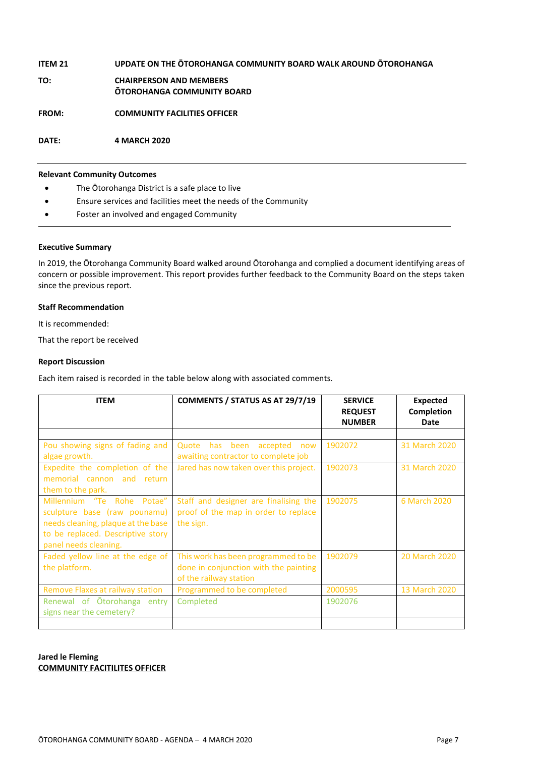**ITEM 21 UPDATE ON THE ŌTOROHANGA COMMUNITY BOARD WALK AROUND ŌTOROHANGA**

**TO: CHAIRPERSON AND MEMBERS**
**ŌTOROHANGA COMMUNITY BOARD**

**FROM: COMMUNITY FACILITIES OFFICER**

**DATE: 4 MARCH 2020**

---

**Relevant Community Outcomes**

- The Ōtorohanga District is a safe place to live
- Ensure services and facilities meet the needs of the Community
- Foster an involved and engaged Community

---

**Executive Summary**

In 2019, the Ōtorohanga Community Board walked around Ōtorohanga and complied a document identifying areas of concern or possible improvement. This report provides further feedback to the Community Board on the steps taken since the previous report.

**Staff Recommendation**

It is recommended:

That the report be received

**Report Discussion**

Each item raised is recorded in the table below along with associated comments.

| ITEM | COMMENTS / STATUS AS AT 29/7/19 | SERVICE REQUEST NUMBER | Expected Completion Date |
|---|---|---|---|
| | | | |
| Pou showing signs of fading and algae growth. | Quote has been accepted now awaiting contractor to complete job | 1902072 | 31 March 2020 |
| Expedite the completion of the memorial cannon and return them to the park. | Jared has now taken over this project. | 1902073 | 31 March 2020 |
| Millennium "Te Rohe Potae" sculpture base (raw pounamu) needs cleaning, plaque at the base to be replaced. Descriptive story panel needs cleaning. | Staff and designer are finalising the proof of the map in order to replace the sign. | 1902075 | 6 March 2020 |
| Faded yellow line at the edge of the platform. | This work has been programmed to be done in conjunction with the painting of the railway station | 1902079 | 20 March 2020 |
| Remove Flaxes at railway station | Programmed to be completed | 2000595 | 13 March 2020 |
| Renewal of Ōtorohanga entry signs near the cemetery? | Completed | 1902076 | |
| | | | |

**Jared le Fleming**
**COMMUNITY FACITILITES OFFICER**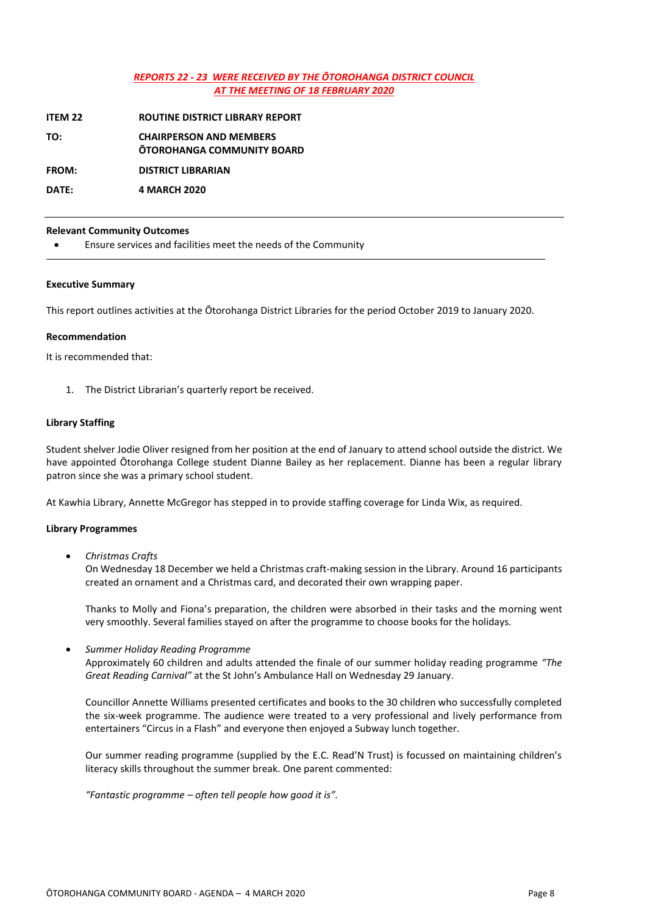*__REPORTS 22 - 23 WERE RECEIVED BY THE ŌTOROHANGA DISTRICT COUNCIL__*
*__AT THE MEETING OF 18 FEBRUARY 2020__*

| | |
|---|---|
| **ITEM 22** | **ROUTINE DISTRICT LIBRARY REPORT** |
| **TO:** | **CHAIRPERSON AND MEMBERS ŌTOROHANGA COMMUNITY BOARD** |
| **FROM:** | **DISTRICT LIBRARIAN** |
| **DATE:** | **4 MARCH 2020** |

---

**Relevant Community Outcomes**

- Ensure services and facilities meet the needs of the Community

---

**Executive Summary**

This report outlines activities at the Ōtorohanga District Libraries for the period October 2019 to January 2020.

**Recommendation**

It is recommended that:

1. The District Librarian's quarterly report be received.

**Library Staffing**

Student shelver Jodie Oliver resigned from her position at the end of January to attend school outside the district. We have appointed Ōtorohanga College student Dianne Bailey as her replacement. Dianne has been a regular library patron since she was a primary school student.

At Kawhia Library, Annette McGregor has stepped in to provide staffing coverage for Linda Wix, as required.

**Library Programmes**

- *Christmas Crafts*
  On Wednesday 18 December we held a Christmas craft-making session in the Library. Around 16 participants created an ornament and a Christmas card, and decorated their own wrapping paper.

  Thanks to Molly and Fiona's preparation, the children were absorbed in their tasks and the morning went very smoothly. Several families stayed on after the programme to choose books for the holidays.

- *Summer Holiday Reading Programme*
  Approximately 60 children and adults attended the finale of our summer holiday reading programme *"The Great Reading Carnival"* at the St John's Ambulance Hall on Wednesday 29 January.

  Councillor Annette Williams presented certificates and books to the 30 children who successfully completed the six-week programme. The audience were treated to a very professional and lively performance from entertainers "Circus in a Flash" and everyone then enjoyed a Subway lunch together.

  Our summer reading programme (supplied by the E.C. Read'N Trust) is focussed on maintaining children's literacy skills throughout the summer break. One parent commented:

  *"Fantastic programme – often tell people how good it is".*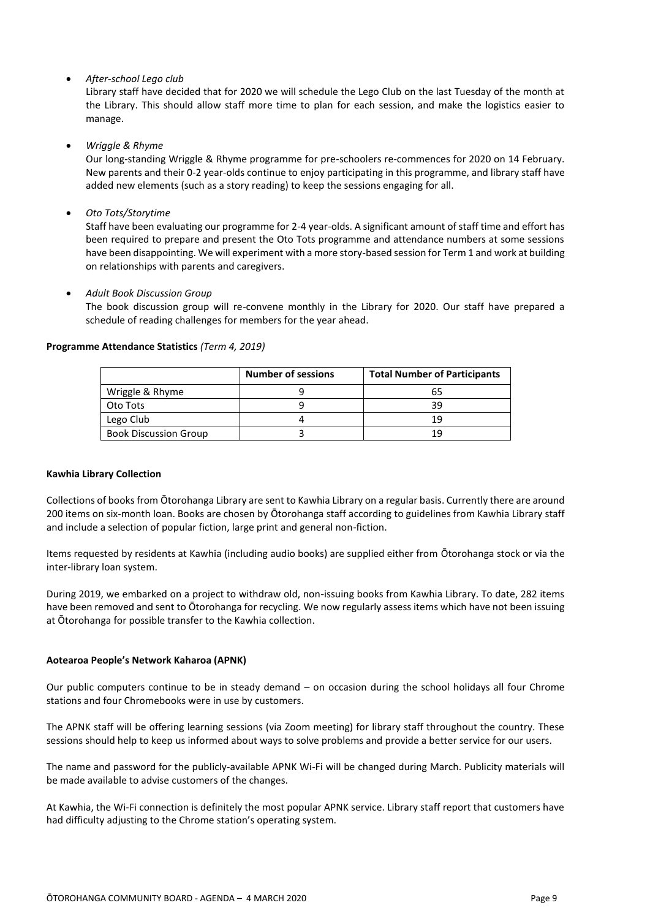- *After-school Lego club*

  Library staff have decided that for 2020 we will schedule the Lego Club on the last Tuesday of the month at the Library. This should allow staff more time to plan for each session, and make the logistics easier to manage.

- *Wriggle & Rhyme*

  Our long-standing Wriggle & Rhyme programme for pre-schoolers re-commences for 2020 on 14 February. New parents and their 0-2 year-olds continue to enjoy participating in this programme, and library staff have added new elements (such as a story reading) to keep the sessions engaging for all.

- *Oto Tots/Storytime*

  Staff have been evaluating our programme for 2-4 year-olds. A significant amount of staff time and effort has been required to prepare and present the Oto Tots programme and attendance numbers at some sessions have been disappointing. We will experiment with a more story-based session for Term 1 and work at building on relationships with parents and caregivers.

- *Adult Book Discussion Group*

  The book discussion group will re-convene monthly in the Library for 2020. Our staff have prepared a schedule of reading challenges for members for the year ahead.

**Programme Attendance Statistics** *(Term 4, 2019)*

| | Number of sessions | Total Number of Participants |
|---|---|---|
| Wriggle & Rhyme | 9 | 65 |
| Oto Tots | 9 | 39 |
| Lego Club | 4 | 19 |
| Book Discussion Group | 3 | 19 |

**Kawhia Library Collection**

Collections of books from Ōtorohanga Library are sent to Kawhia Library on a regular basis. Currently there are around 200 items on six-month loan. Books are chosen by Ōtorohanga staff according to guidelines from Kawhia Library staff and include a selection of popular fiction, large print and general non-fiction.

Items requested by residents at Kawhia (including audio books) are supplied either from Ōtorohanga stock or via the inter-library loan system.

During 2019, we embarked on a project to withdraw old, non-issuing books from Kawhia Library. To date, 282 items have been removed and sent to Ōtorohanga for recycling. We now regularly assess items which have not been issuing at Ōtorohanga for possible transfer to the Kawhia collection.

**Aotearoa People's Network Kaharoa (APNK)**

Our public computers continue to be in steady demand – on occasion during the school holidays all four Chrome stations and four Chromebooks were in use by customers.

The APNK staff will be offering learning sessions (via Zoom meeting) for library staff throughout the country. These sessions should help to keep us informed about ways to solve problems and provide a better service for our users.

The name and password for the publicly-available APNK Wi-Fi will be changed during March. Publicity materials will be made available to advise customers of the changes.

At Kawhia, the Wi-Fi connection is definitely the most popular APNK service. Library staff report that customers have had difficulty adjusting to the Chrome station's operating system.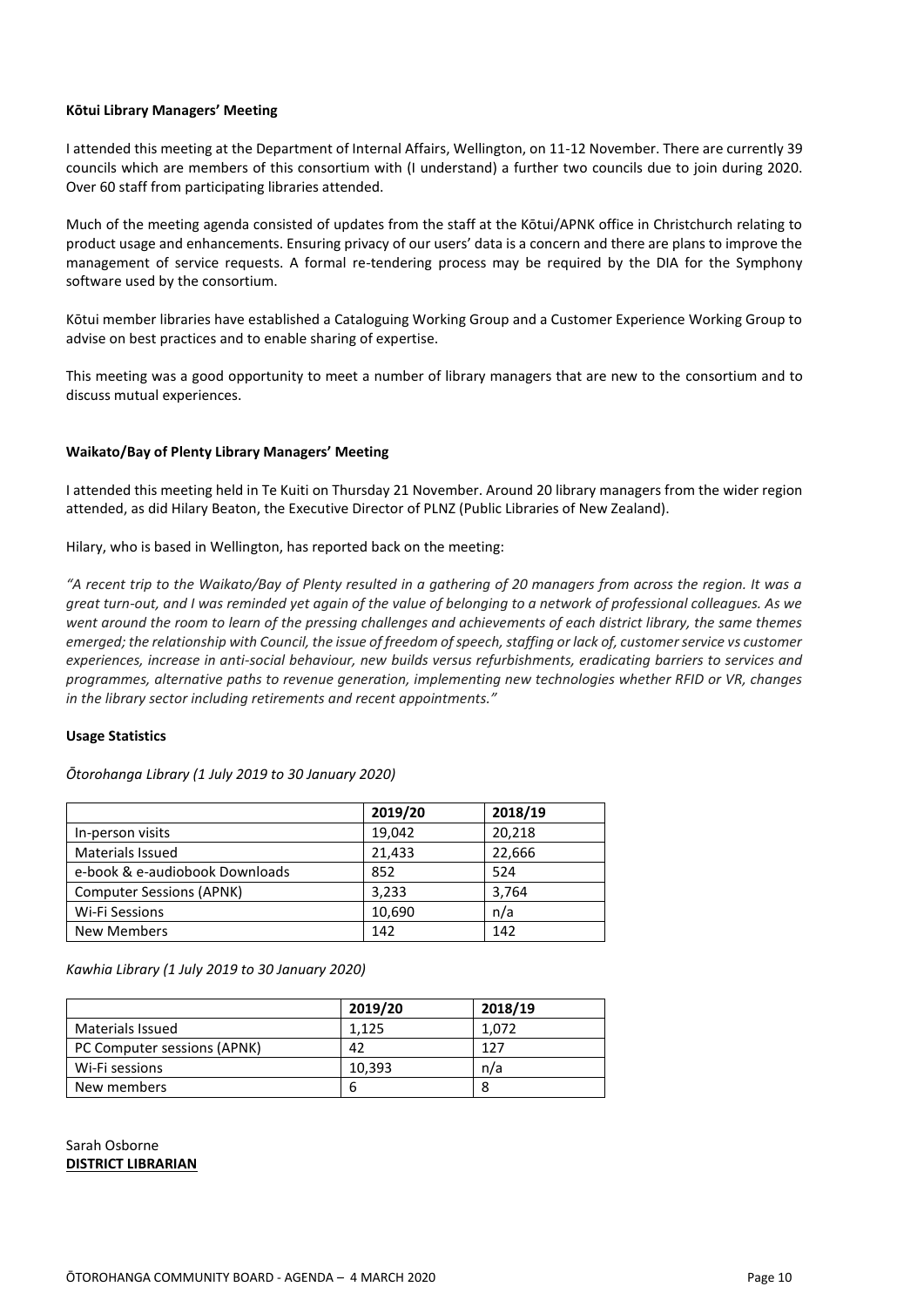**Kōtui Library Managers' Meeting**

I attended this meeting at the Department of Internal Affairs, Wellington, on 11-12 November. There are currently 39 councils which are members of this consortium with (I understand) a further two councils due to join during 2020. Over 60 staff from participating libraries attended.

Much of the meeting agenda consisted of updates from the staff at the Kōtui/APNK office in Christchurch relating to product usage and enhancements. Ensuring privacy of our users' data is a concern and there are plans to improve the management of service requests. A formal re-tendering process may be required by the DIA for the Symphony software used by the consortium.

Kōtui member libraries have established a Cataloguing Working Group and a Customer Experience Working Group to advise on best practices and to enable sharing of expertise.

This meeting was a good opportunity to meet a number of library managers that are new to the consortium and to discuss mutual experiences.

**Waikato/Bay of Plenty Library Managers' Meeting**

I attended this meeting held in Te Kuiti on Thursday 21 November. Around 20 library managers from the wider region attended, as did Hilary Beaton, the Executive Director of PLNZ (Public Libraries of New Zealand).

Hilary, who is based in Wellington, has reported back on the meeting:

*"A recent trip to the Waikato/Bay of Plenty resulted in a gathering of 20 managers from across the region. It was a great turn-out, and I was reminded yet again of the value of belonging to a network of professional colleagues. As we went around the room to learn of the pressing challenges and achievements of each district library, the same themes emerged; the relationship with Council, the issue of freedom of speech, staffing or lack of, customer service vs customer experiences, increase in anti-social behaviour, new builds versus refurbishments, eradicating barriers to services and programmes, alternative paths to revenue generation, implementing new technologies whether RFID or VR, changes in the library sector including retirements and recent appointments."*

**Usage Statistics**

*Ōtorohanga Library (1 July 2019 to 30 January 2020)*

| | 2019/20 | 2018/19 |
|---|---|---|
| In-person visits | 19,042 | 20,218 |
| Materials Issued | 21,433 | 22,666 |
| e-book & e-audiobook Downloads | 852 | 524 |
| Computer Sessions (APNK) | 3,233 | 3,764 |
| Wi-Fi Sessions | 10,690 | n/a |
| New Members | 142 | 142 |

*Kawhia Library (1 July 2019 to 30 January 2020)*

| | 2019/20 | 2018/19 |
|---|---|---|
| Materials Issued | 1,125 | 1,072 |
| PC Computer sessions (APNK) | 42 | 127 |
| Wi-Fi sessions | 10,393 | n/a |
| New members | 6 | 8 |

Sarah Osborne
**DISTRICT LIBRARIAN**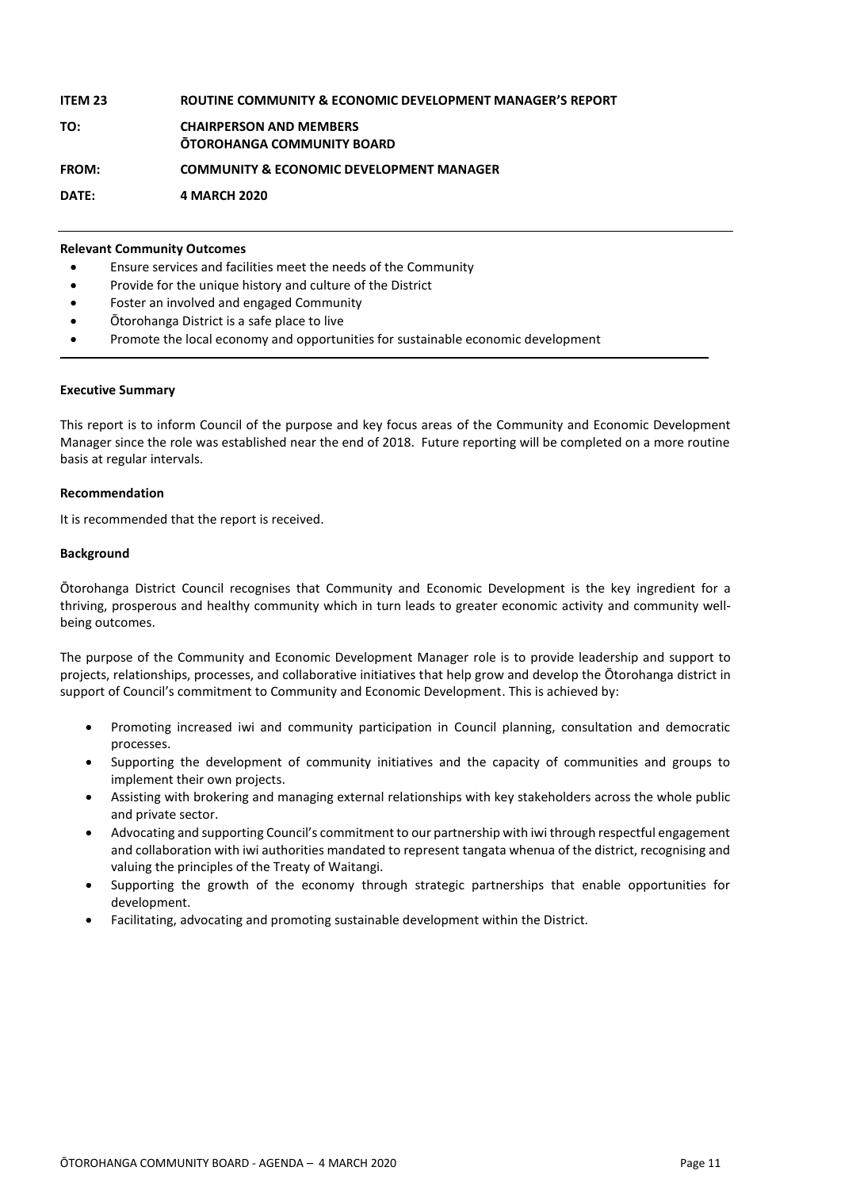| | |
|---|---|
| **ITEM 23** | **ROUTINE COMMUNITY & ECONOMIC DEVELOPMENT MANAGER'S REPORT** |
| **TO:** | **CHAIRPERSON AND MEMBERS ŌTOROHANGA COMMUNITY BOARD** |
| **FROM:** | **COMMUNITY & ECONOMIC DEVELOPMENT MANAGER** |
| **DATE:** | **4 MARCH 2020** |

**Relevant Community Outcomes**

- Ensure services and facilities meet the needs of the Community
- Provide for the unique history and culture of the District
- Foster an involved and engaged Community
- Ōtorohanga District is a safe place to live
- Promote the local economy and opportunities for sustainable economic development

**Executive Summary**

This report is to inform Council of the purpose and key focus areas of the Community and Economic Development Manager since the role was established near the end of 2018. Future reporting will be completed on a more routine basis at regular intervals.

**Recommendation**

It is recommended that the report is received.

**Background**

Ōtorohanga District Council recognises that Community and Economic Development is the key ingredient for a thriving, prosperous and healthy community which in turn leads to greater economic activity and community well-being outcomes.

The purpose of the Community and Economic Development Manager role is to provide leadership and support to projects, relationships, processes, and collaborative initiatives that help grow and develop the Ōtorohanga district in support of Council's commitment to Community and Economic Development. This is achieved by:

- Promoting increased iwi and community participation in Council planning, consultation and democratic processes.
- Supporting the development of community initiatives and the capacity of communities and groups to implement their own projects.
- Assisting with brokering and managing external relationships with key stakeholders across the whole public and private sector.
- Advocating and supporting Council's commitment to our partnership with iwi through respectful engagement and collaboration with iwi authorities mandated to represent tangata whenua of the district, recognising and valuing the principles of the Treaty of Waitangi.
- Supporting the growth of the economy through strategic partnerships that enable opportunities for development.
- Facilitating, advocating and promoting sustainable development within the District.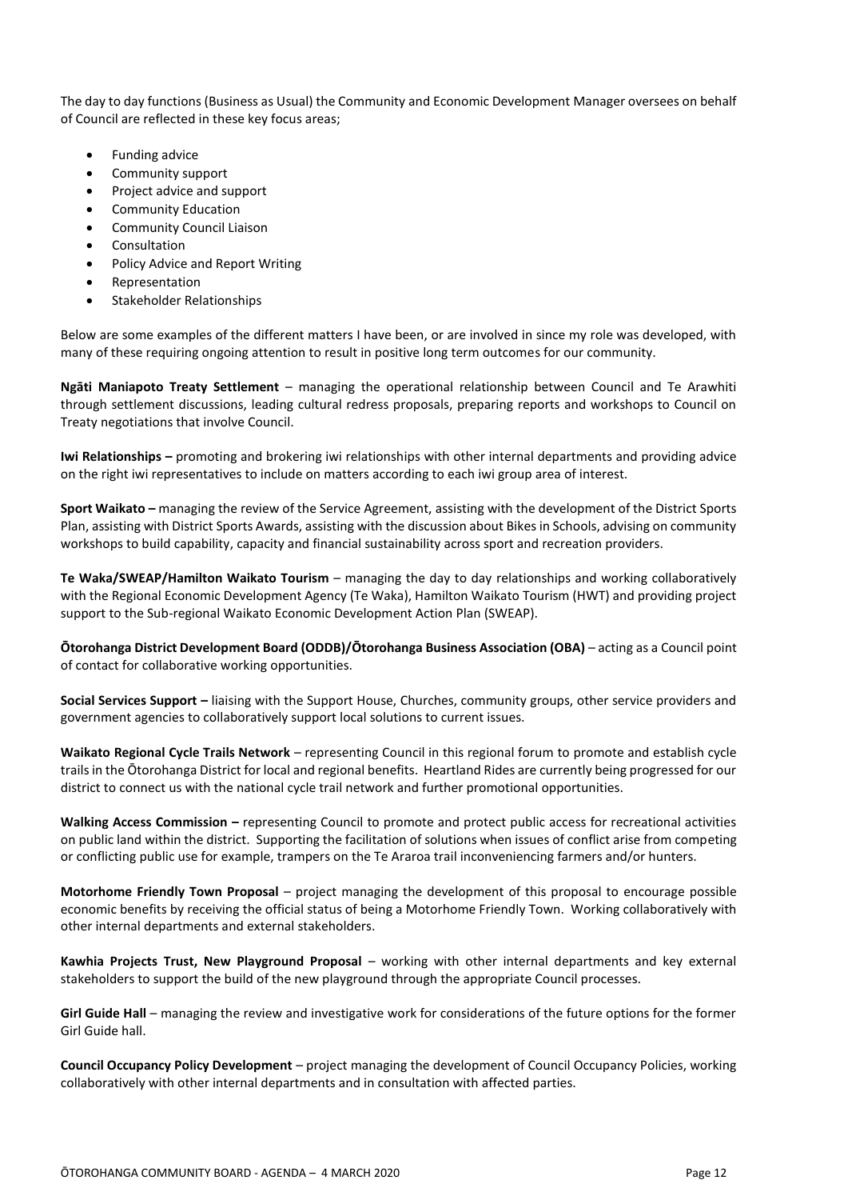The day to day functions (Business as Usual) the Community and Economic Development Manager oversees on behalf of Council are reflected in these key focus areas;

- Funding advice
- Community support
- Project advice and support
- Community Education
- Community Council Liaison
- Consultation
- Policy Advice and Report Writing
- Representation
- Stakeholder Relationships

Below are some examples of the different matters I have been, or are involved in since my role was developed, with many of these requiring ongoing attention to result in positive long term outcomes for our community.

**Ngāti Maniapoto Treaty Settlement** – managing the operational relationship between Council and Te Arawhiti through settlement discussions, leading cultural redress proposals, preparing reports and workshops to Council on Treaty negotiations that involve Council.

**Iwi Relationships –** promoting and brokering iwi relationships with other internal departments and providing advice on the right iwi representatives to include on matters according to each iwi group area of interest.

**Sport Waikato –** managing the review of the Service Agreement, assisting with the development of the District Sports Plan, assisting with District Sports Awards, assisting with the discussion about Bikes in Schools, advising on community workshops to build capability, capacity and financial sustainability across sport and recreation providers.

**Te Waka/SWEAP/Hamilton Waikato Tourism** – managing the day to day relationships and working collaboratively with the Regional Economic Development Agency (Te Waka), Hamilton Waikato Tourism (HWT) and providing project support to the Sub-regional Waikato Economic Development Action Plan (SWEAP).

**Ōtorohanga District Development Board (ODDB)/Ōtorohanga Business Association (OBA)** – acting as a Council point of contact for collaborative working opportunities.

**Social Services Support –** liaising with the Support House, Churches, community groups, other service providers and government agencies to collaboratively support local solutions to current issues.

**Waikato Regional Cycle Trails Network** – representing Council in this regional forum to promote and establish cycle trails in the Ōtorohanga District for local and regional benefits. Heartland Rides are currently being progressed for our district to connect us with the national cycle trail network and further promotional opportunities.

**Walking Access Commission –** representing Council to promote and protect public access for recreational activities on public land within the district. Supporting the facilitation of solutions when issues of conflict arise from competing or conflicting public use for example, trampers on the Te Araroa trail inconveniencing farmers and/or hunters.

**Motorhome Friendly Town Proposal** – project managing the development of this proposal to encourage possible economic benefits by receiving the official status of being a Motorhome Friendly Town. Working collaboratively with other internal departments and external stakeholders.

**Kawhia Projects Trust, New Playground Proposal** – working with other internal departments and key external stakeholders to support the build of the new playground through the appropriate Council processes.

**Girl Guide Hall** – managing the review and investigative work for considerations of the future options for the former Girl Guide hall.

**Council Occupancy Policy Development** – project managing the development of Council Occupancy Policies, working collaboratively with other internal departments and in consultation with affected parties.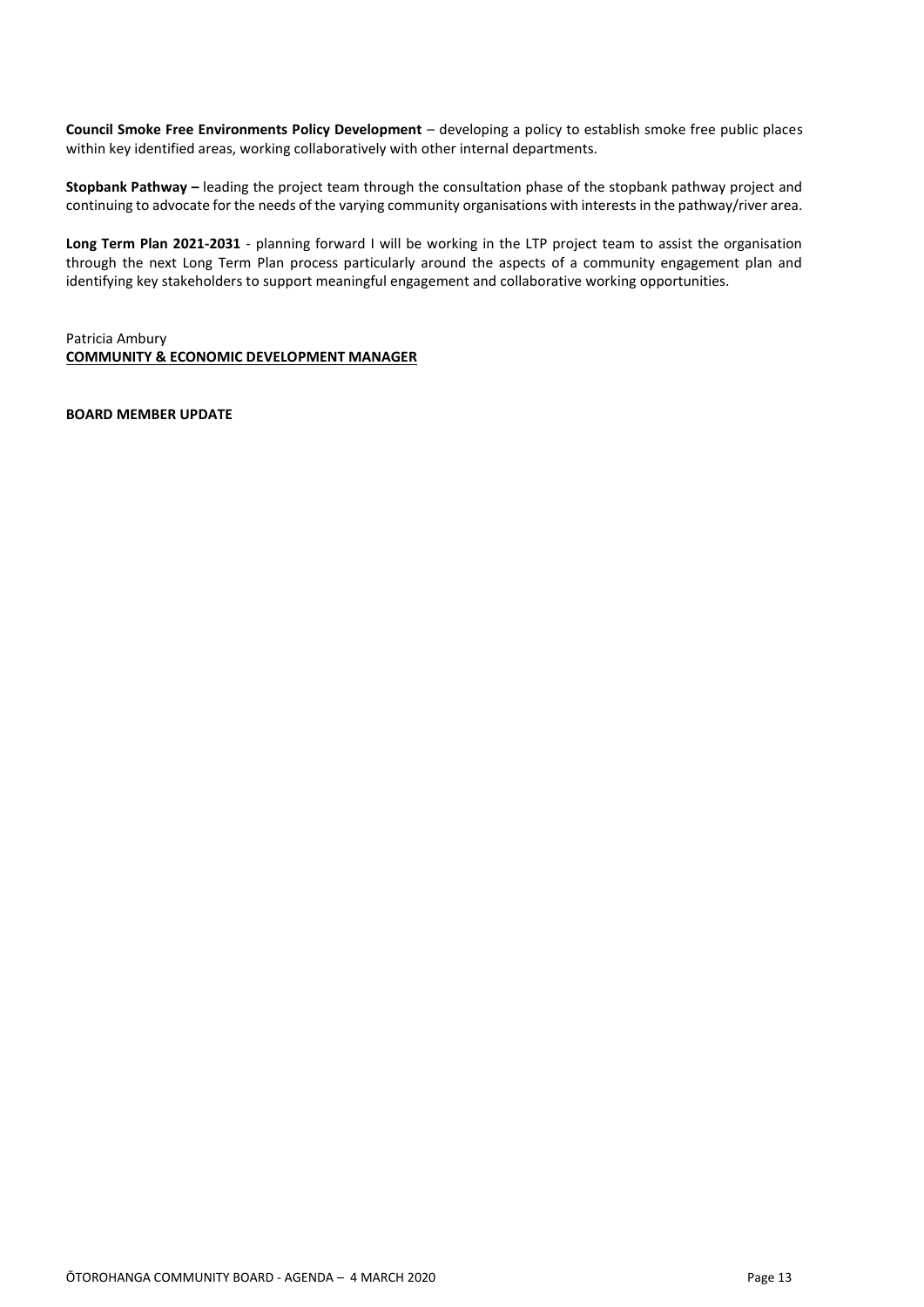**Council Smoke Free Environments Policy Development** – developing a policy to establish smoke free public places within key identified areas, working collaboratively with other internal departments.

**Stopbank Pathway –** leading the project team through the consultation phase of the stopbank pathway project and continuing to advocate for the needs of the varying community organisations with interests in the pathway/river area.

**Long Term Plan 2021-2031** - planning forward I will be working in the LTP project team to assist the organisation through the next Long Term Plan process particularly around the aspects of a community engagement plan and identifying key stakeholders to support meaningful engagement and collaborative working opportunities.

Patricia Ambury
**COMMUNITY & ECONOMIC DEVELOPMENT MANAGER**

**BOARD MEMBER UPDATE**